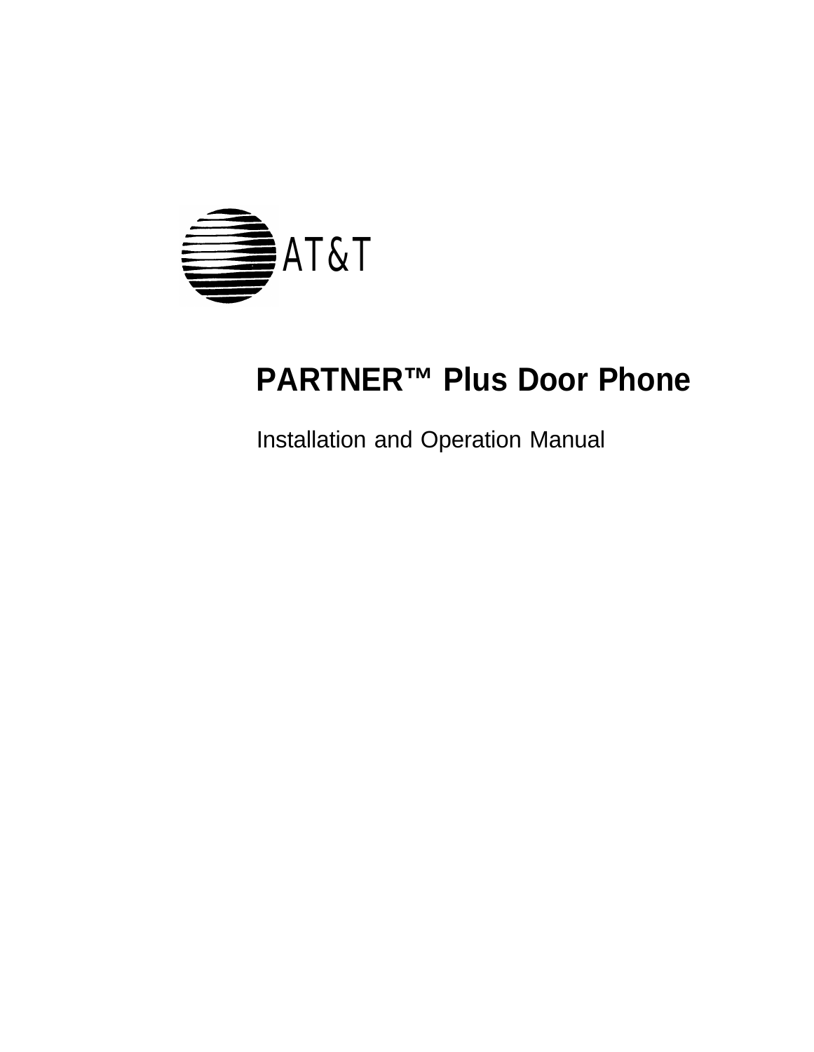AT&T

# PARTNER™ Plus Door Phone

Installation and Operation Manual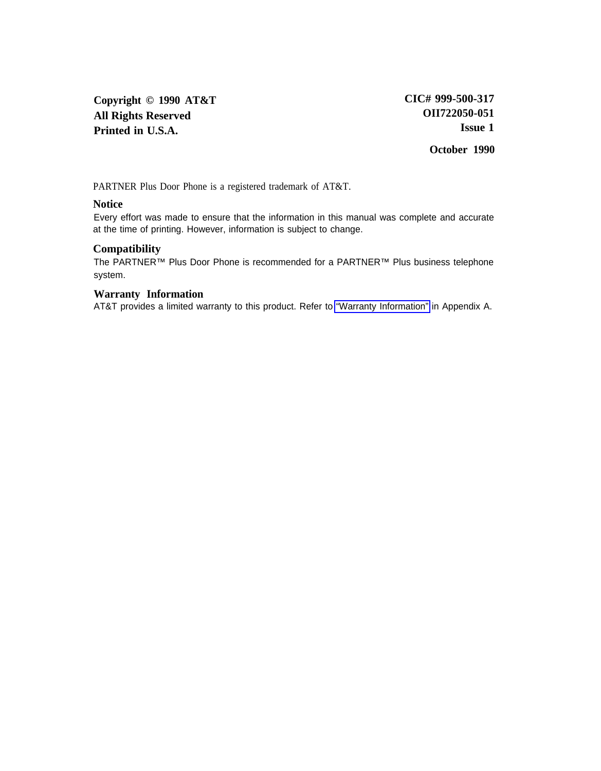**Copyright © 1990 AT&T**
**All Rights Reserved**
**Printed in U.S.A.**

**CIC# 999-500-317**
**OII722050-051**
**Issue 1**

**October 1990**

PARTNER Plus Door Phone is a registered trademark of AT&T.

### Notice

Every effort was made to ensure that the information in this manual was complete and accurate at the time of printing. However, information is subject to change.

### Compatibility

The PARTNER™ Plus Door Phone is recommended for a PARTNER™ Plus business telephone system.

### Warranty Information

AT&T provides a limited warranty to this product. Refer to "Warranty Information" in Appendix A.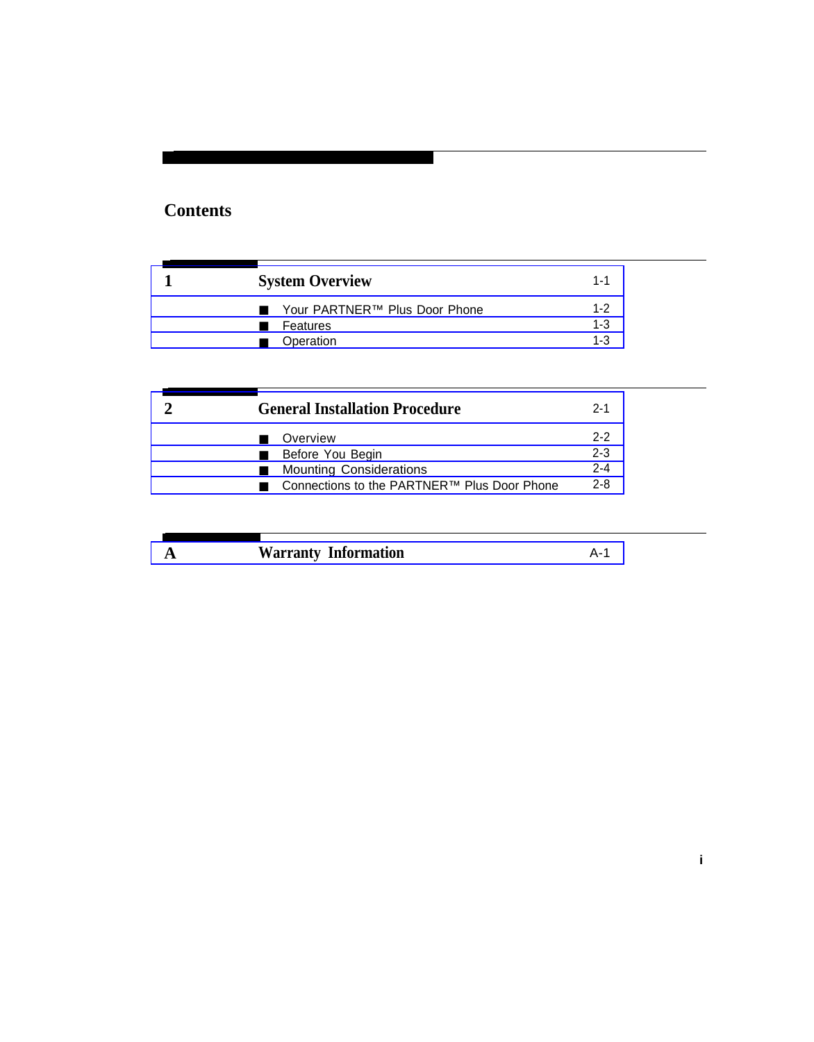# Contents

| 1 | System Overview | 1-1 |
|---|---|---|
| | ■ Your PARTNER™ Plus Door Phone | 1-2 |
| | ■ Features | 1-3 |
| | ■ Operation | 1-3 |

| 2 | General Installation Procedure | 2-1 |
|---|---|---|
| | ■ Overview | 2-2 |
| | ■ Before You Begin | 2-3 |
| | ■ Mounting Considerations | 2-4 |
| | ■ Connections to the PARTNER™ Plus Door Phone | 2-8 |

| A | Warranty Information | A-1 |
|---|---|---|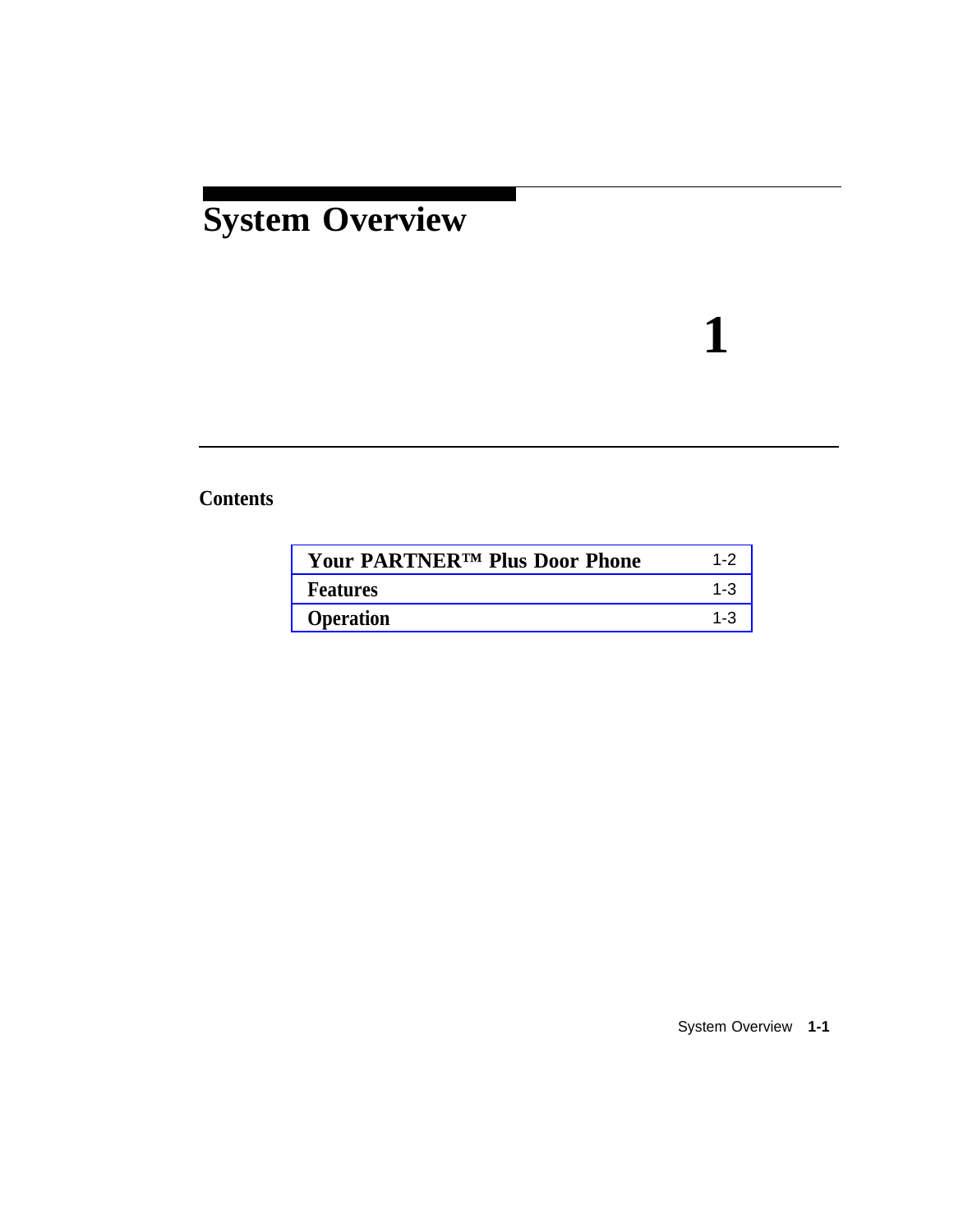# System Overview

# 1

## Contents

| | |
|---|---|
| **Your PARTNER™ Plus Door Phone** | 1-2 |
| **Features** | 1-3 |
| **Operation** | 1-3 |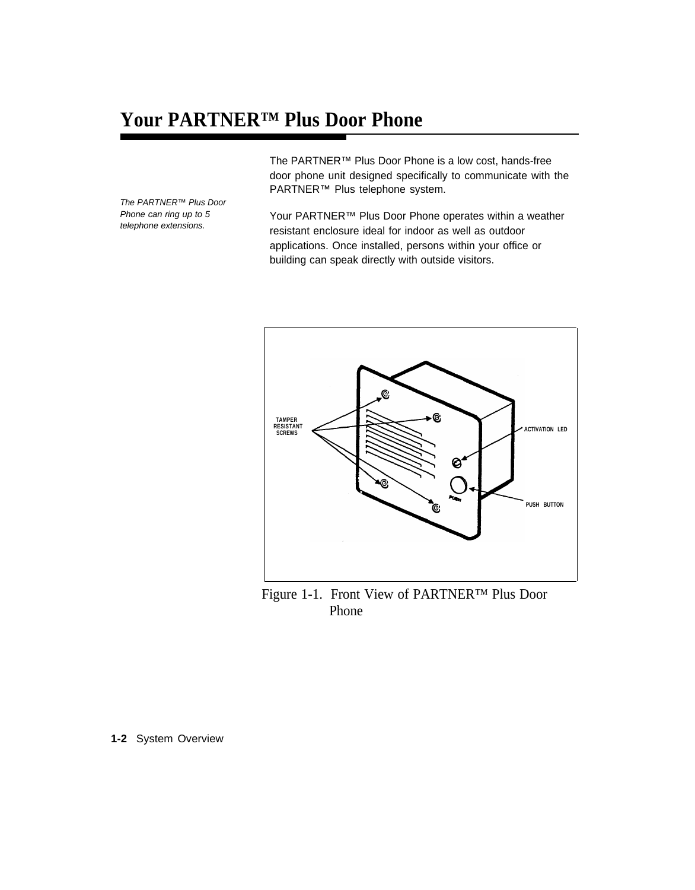# Your PARTNER™ Plus Door Phone

*The PARTNER™ Plus Door Phone can ring up to 5 telephone extensions.*

The PARTNER™ Plus Door Phone is a low cost, hands-free door phone unit designed specifically to communicate with the PARTNER™ Plus telephone system.

Your PARTNER™ Plus Door Phone operates within a weather resistant enclosure ideal for indoor as well as outdoor applications. Once installed, persons within your office or building can speak directly with outside visitors.

TAMPER RESISTANT SCREWS

ACTIVATION LED

PUSH BUTTON

Figure 1-1. Front View of PARTNER™ Plus Door Phone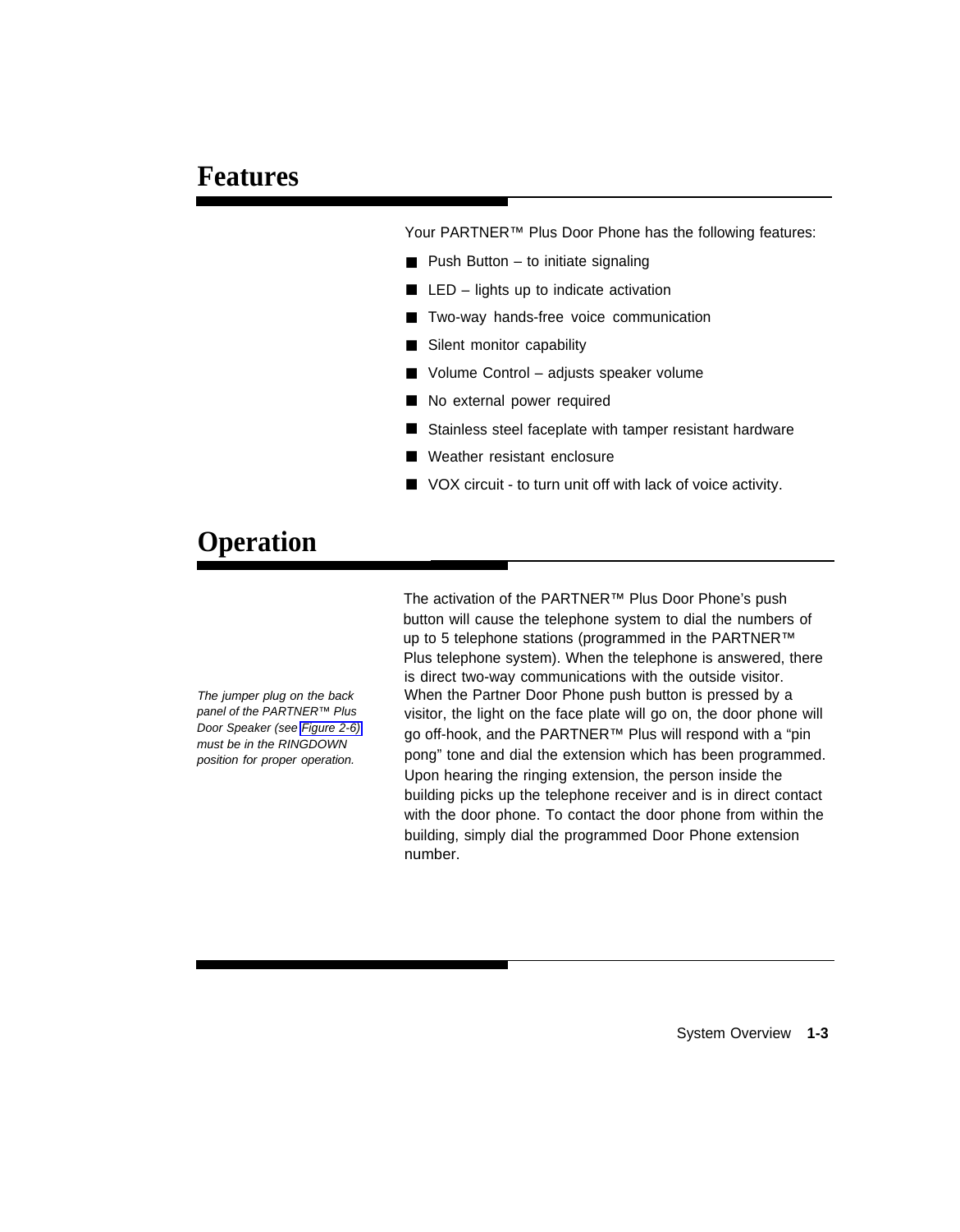# Features

Your PARTNER™ Plus Door Phone has the following features:

- Push Button – to initiate signaling
- LED – lights up to indicate activation
- Two-way hands-free voice communication
- Silent monitor capability
- Volume Control – adjusts speaker volume
- No external power required
- Stainless steel faceplate with tamper resistant hardware
- Weather resistant enclosure
- VOX circuit - to turn unit off with lack of voice activity.

# Operation

*The jumper plug on the back panel of the PARTNER™ Plus Door Speaker (see Figure 2-6) must be in the RINGDOWN position for proper operation.*

The activation of the PARTNER™ Plus Door Phone's push button will cause the telephone system to dial the numbers of up to 5 telephone stations (programmed in the PARTNER™ Plus telephone system). When the telephone is answered, there is direct two-way communications with the outside visitor. When the Partner Door Phone push button is pressed by a visitor, the light on the face plate will go on, the door phone will go off-hook, and the PARTNER™ Plus will respond with a "pin pong" tone and dial the extension which has been programmed. Upon hearing the ringing extension, the person inside the building picks up the telephone receiver and is in direct contact with the door phone. To contact the door phone from within the building, simply dial the programmed Door Phone extension number.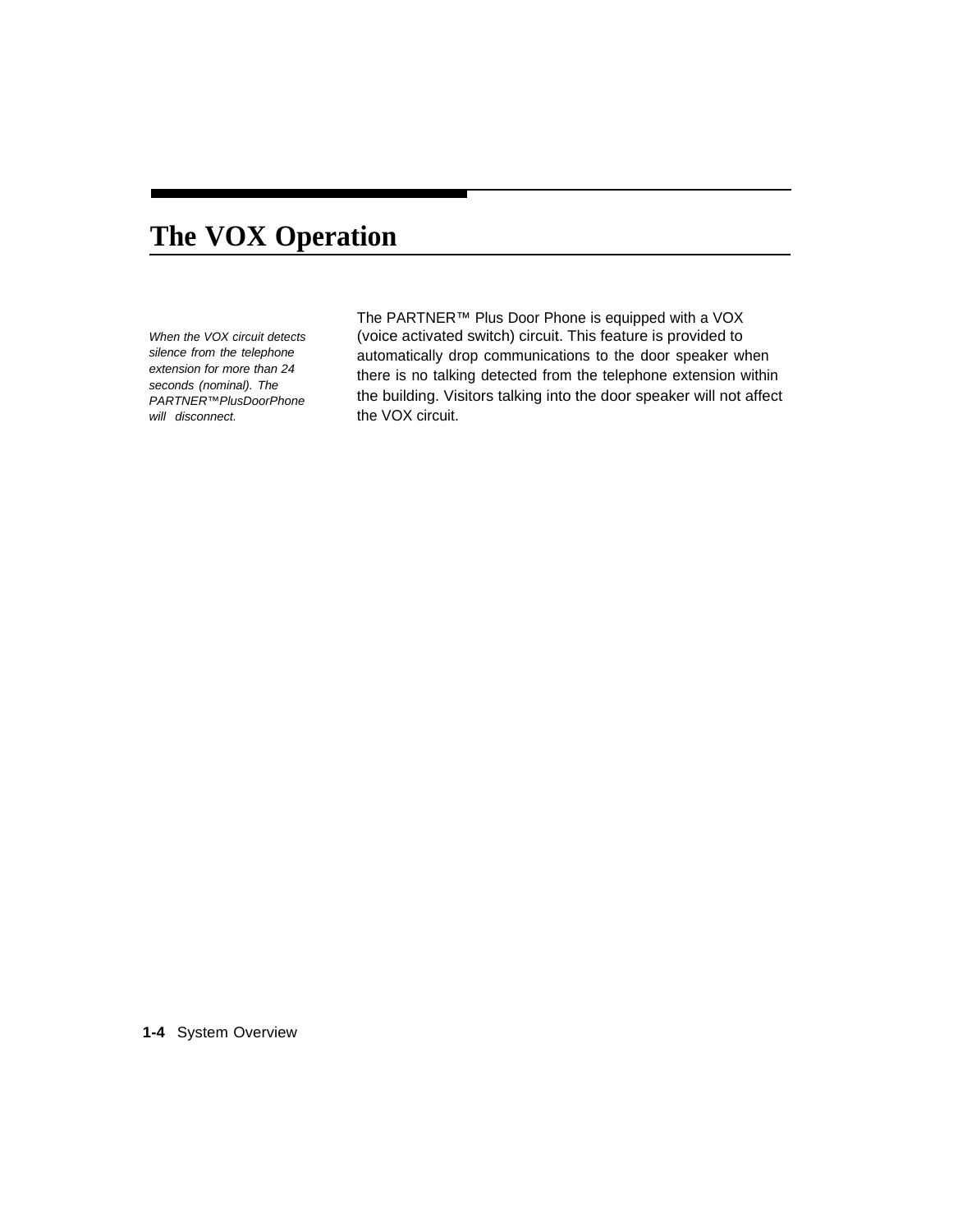# The VOX Operation

*When the VOX circuit detects silence from the telephone extension for more than 24 seconds (nominal). The PARTNER™PlusDoorPhone will disconnect.*

The PARTNER™ Plus Door Phone is equipped with a VOX (voice activated switch) circuit. This feature is provided to automatically drop communications to the door speaker when there is no talking detected from the telephone extension within the building. Visitors talking into the door speaker will not affect the VOX circuit.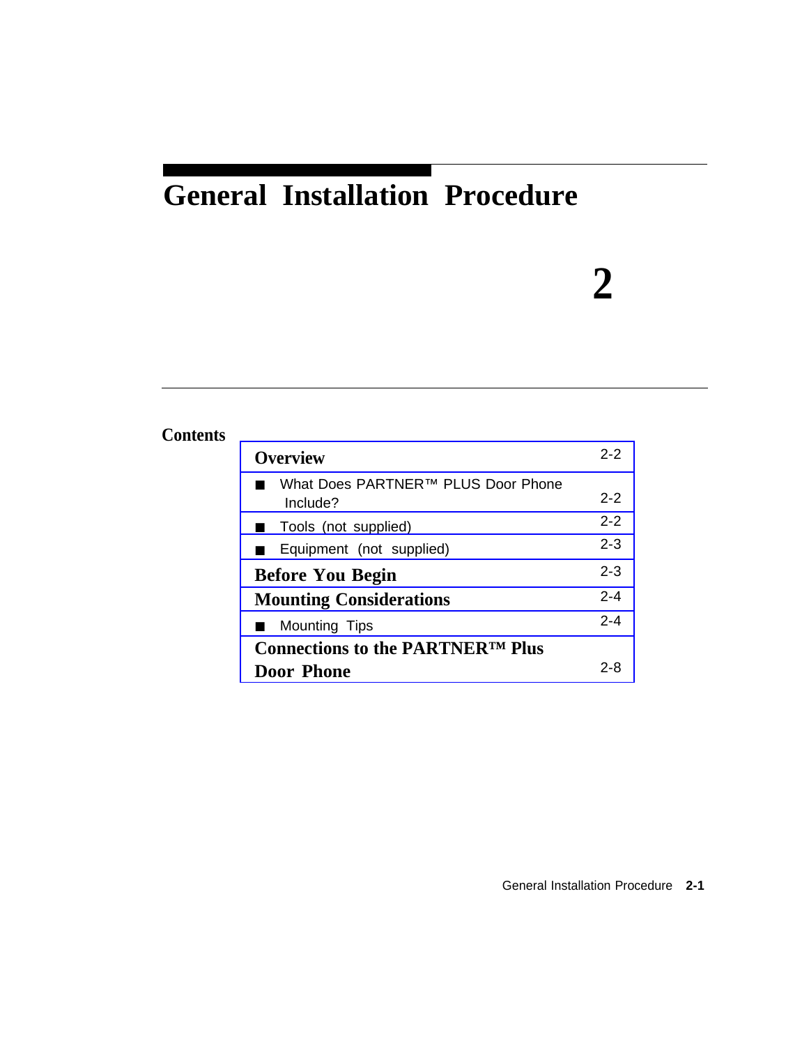# General Installation Procedure

# 2

## Contents

| | |
|---|---|
| **Overview** | 2-2 |
| ■ What Does PARTNER™ PLUS Door Phone Include? | 2-2 |
| ■ Tools (not supplied) | 2-2 |
| ■ Equipment (not supplied) | 2-3 |
| **Before You Begin** | 2-3 |
| **Mounting Considerations** | 2-4 |
| ■ Mounting Tips | 2-4 |
| **Connections to the PARTNER™ Plus Door Phone** | 2-8 |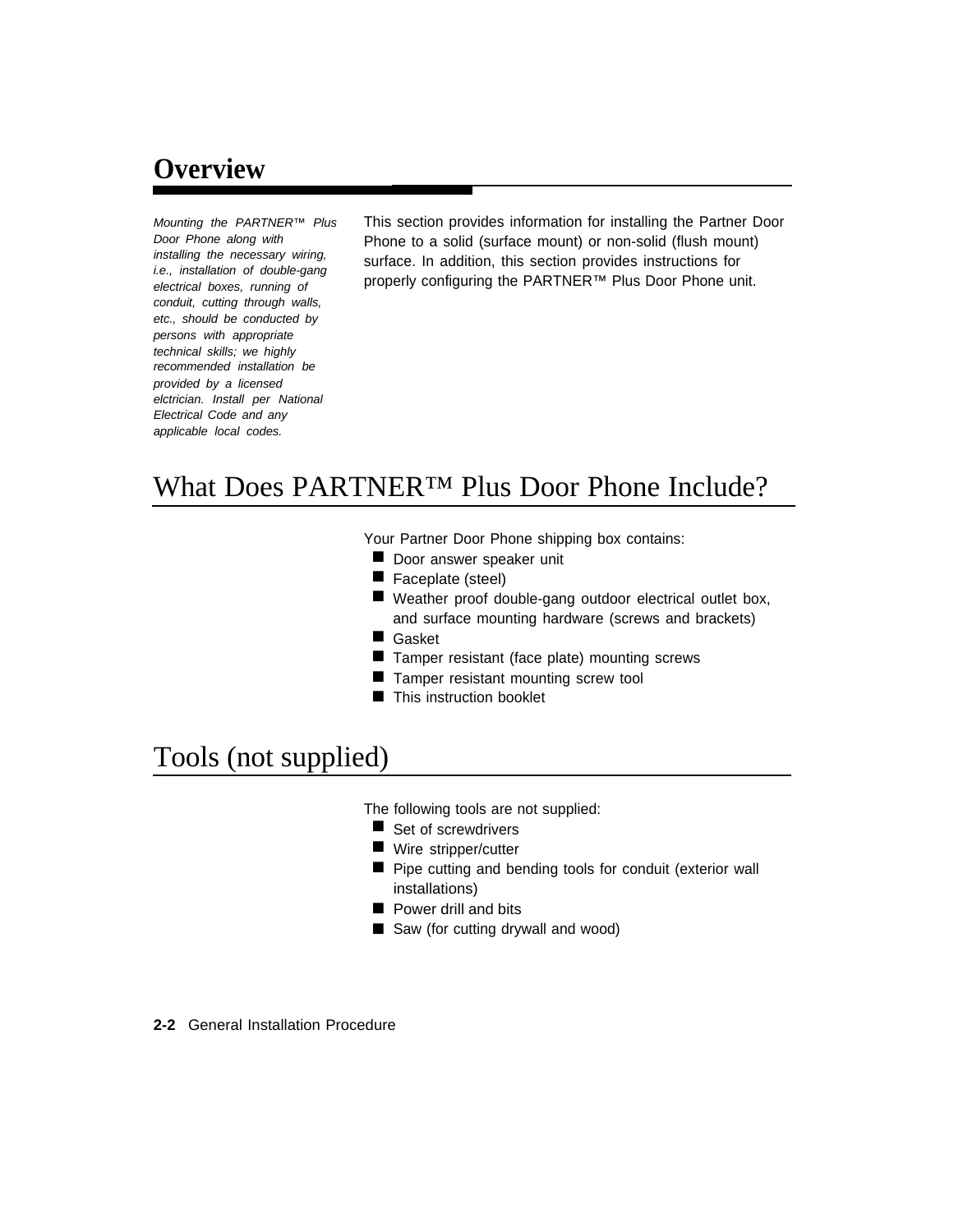# Overview

*Mounting the PARTNER™ Plus Door Phone along with installing the necessary wiring, i.e., installation of double-gang electrical boxes, running of conduit, cutting through walls, etc., should be conducted by persons with appropriate technical skills; we highly recommended installation be provided by a licensed elctrician. Install per National Electrical Code and any applicable local codes.*

This section provides information for installing the Partner Door Phone to a solid (surface mount) or non-solid (flush mount) surface. In addition, this section provides instructions for properly configuring the PARTNER™ Plus Door Phone unit.

## What Does PARTNER™ Plus Door Phone Include?

Your Partner Door Phone shipping box contains:

- Door answer speaker unit
- Faceplate (steel)
- Weather proof double-gang outdoor electrical outlet box, and surface mounting hardware (screws and brackets)
- Gasket
- Tamper resistant (face plate) mounting screws
- Tamper resistant mounting screw tool
- This instruction booklet

## Tools (not supplied)

The following tools are not supplied:

- Set of screwdrivers
- Wire stripper/cutter
- Pipe cutting and bending tools for conduit (exterior wall installations)
- Power drill and bits
- Saw (for cutting drywall and wood)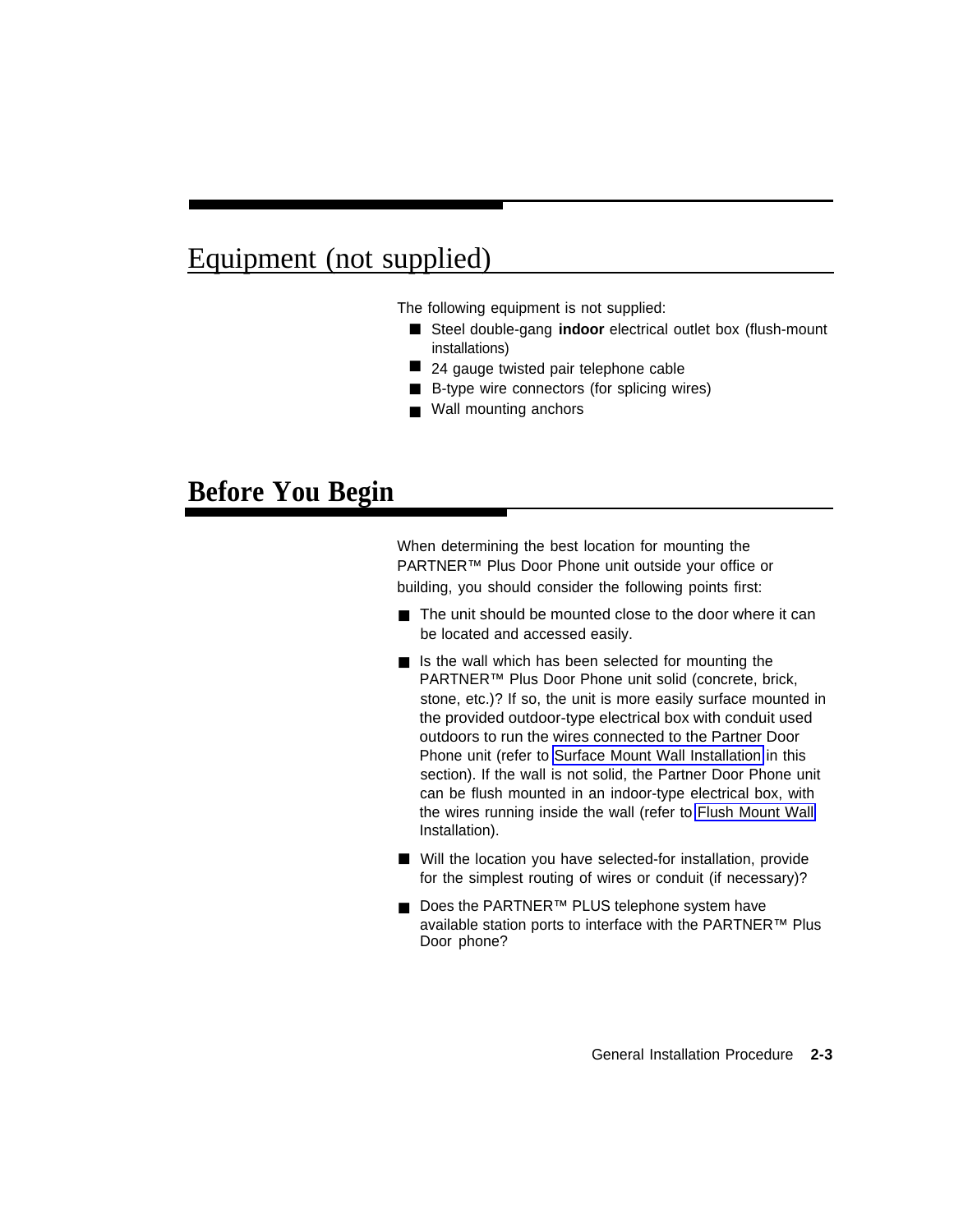## Equipment (not supplied)

The following equipment is not supplied:

- Steel double-gang **indoor** electrical outlet box (flush-mount installations)
- 24 gauge twisted pair telephone cable
- B-type wire connectors (for splicing wires)
- Wall mounting anchors

## Before You Begin

When determining the best location for mounting the PARTNER™ Plus Door Phone unit outside your office or building, you should consider the following points first:

- The unit should be mounted close to the door where it can be located and accessed easily.
- Is the wall which has been selected for mounting the PARTNER™ Plus Door Phone unit solid (concrete, brick, stone, etc.)? If so, the unit is more easily surface mounted in the provided outdoor-type electrical box with conduit used outdoors to run the wires connected to the Partner Door Phone unit (refer to Surface Mount Wall Installation in this section). If the wall is not solid, the Partner Door Phone unit can be flush mounted in an indoor-type electrical box, with the wires running inside the wall (refer to Flush Mount Wall Installation).
- Will the location you have selected-for installation, provide for the simplest routing of wires or conduit (if necessary)?
- Does the PARTNER™ PLUS telephone system have available station ports to interface with the PARTNER™ Plus Door phone?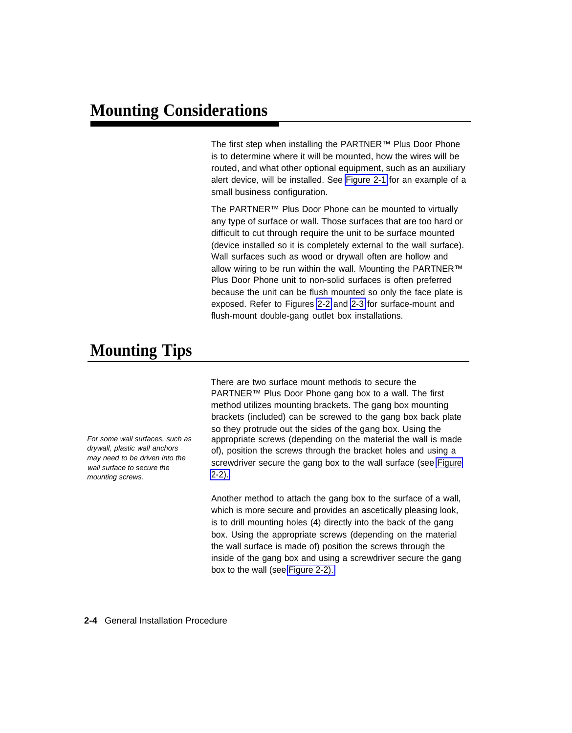# Mounting Considerations

The first step when installing the PARTNER™ Plus Door Phone is to determine where it will be mounted, how the wires will be routed, and what other optional equipment, such as an auxiliary alert device, will be installed. See Figure 2-1 for an example of a small business configuration.

The PARTNER™ Plus Door Phone can be mounted to virtually any type of surface or wall. Those surfaces that are too hard or difficult to cut through require the unit to be surface mounted (device installed so it is completely external to the wall surface). Wall surfaces such as wood or drywall often are hollow and allow wiring to be run within the wall. Mounting the PARTNER™ Plus Door Phone unit to non-solid surfaces is often preferred because the unit can be flush mounted so only the face plate is exposed. Refer to Figures 2-2 and 2-3 for surface-mount and flush-mount double-gang outlet box installations.

# Mounting Tips

*For some wall surfaces, such as drywall, plastic wall anchors may need to be driven into the wall surface to secure the mounting screws.*

There are two surface mount methods to secure the PARTNER™ Plus Door Phone gang box to a wall. The first method utilizes mounting brackets. The gang box mounting brackets (included) can be screwed to the gang box back plate so they protrude out the sides of the gang box. Using the appropriate screws (depending on the material the wall is made of), position the screws through the bracket holes and using a screwdriver secure the gang box to the wall surface (see Figure 2-2).

Another method to attach the gang box to the surface of a wall, which is more secure and provides an ascetically pleasing look, is to drill mounting holes (4) directly into the back of the gang box. Using the appropriate screws (depending on the material the wall surface is made of) position the screws through the inside of the gang box and using a screwdriver secure the gang box to the wall (see Figure 2-2).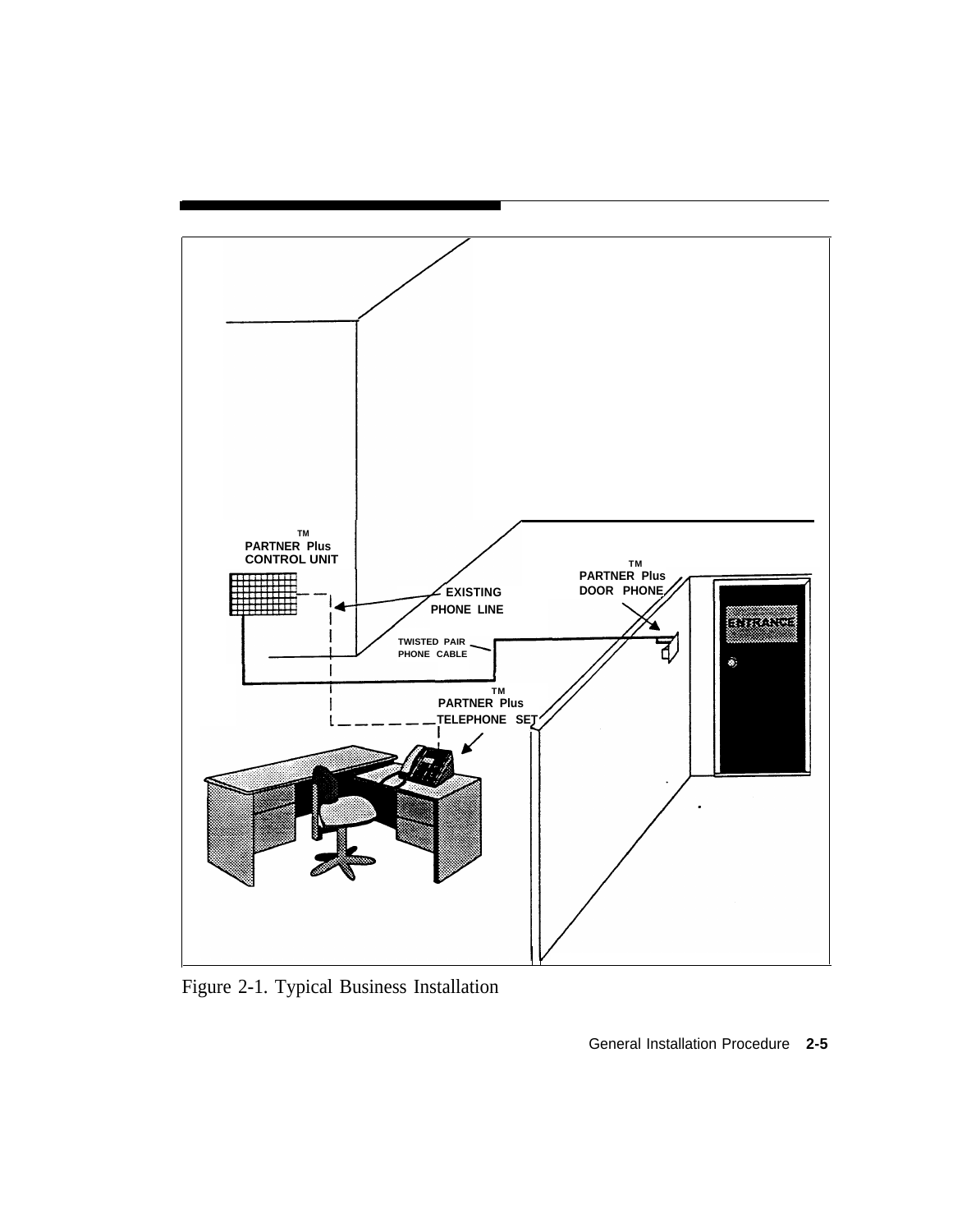Figure 2-1. Typical Business Installation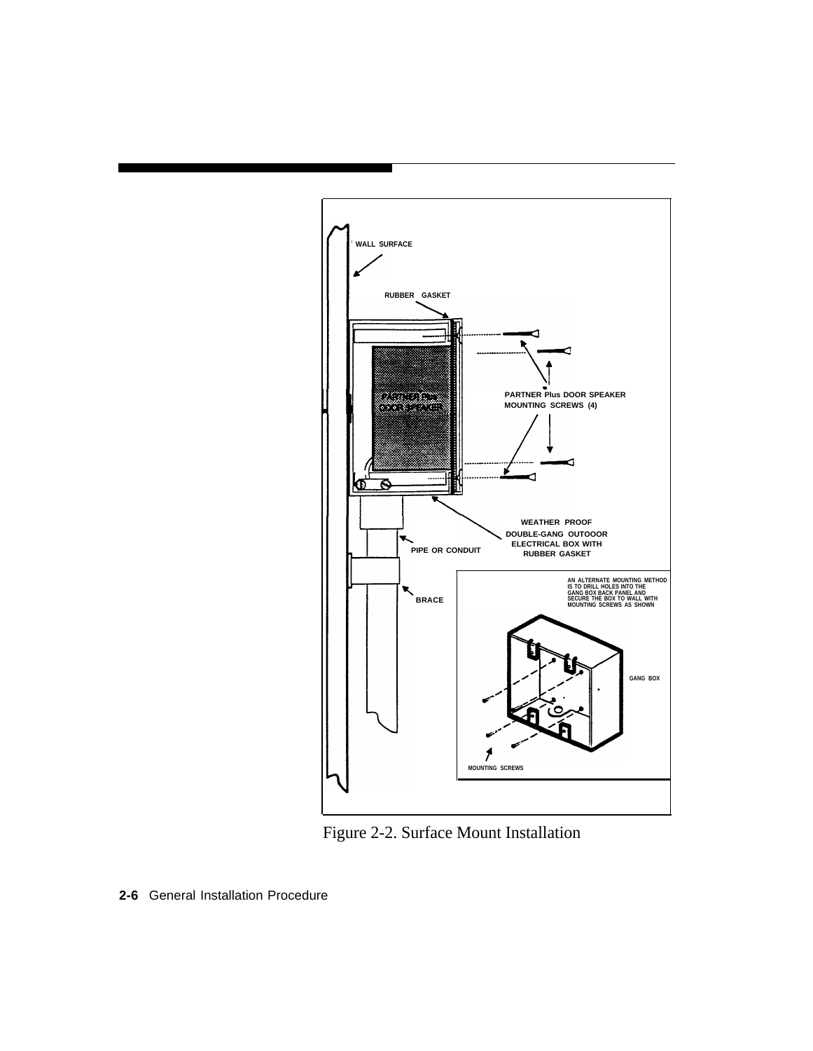Figure 2-2. Surface Mount Installation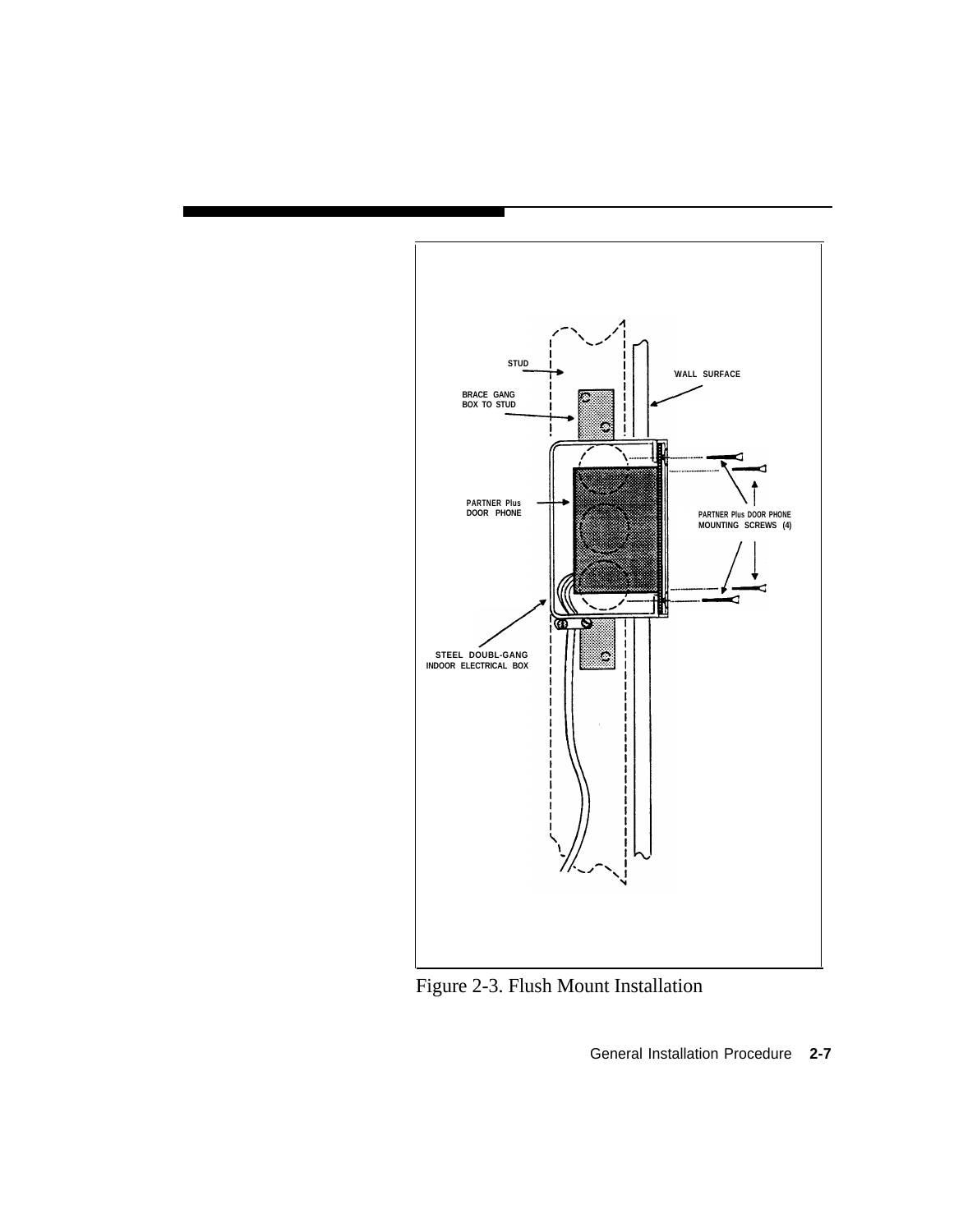Figure 2-3. Flush Mount Installation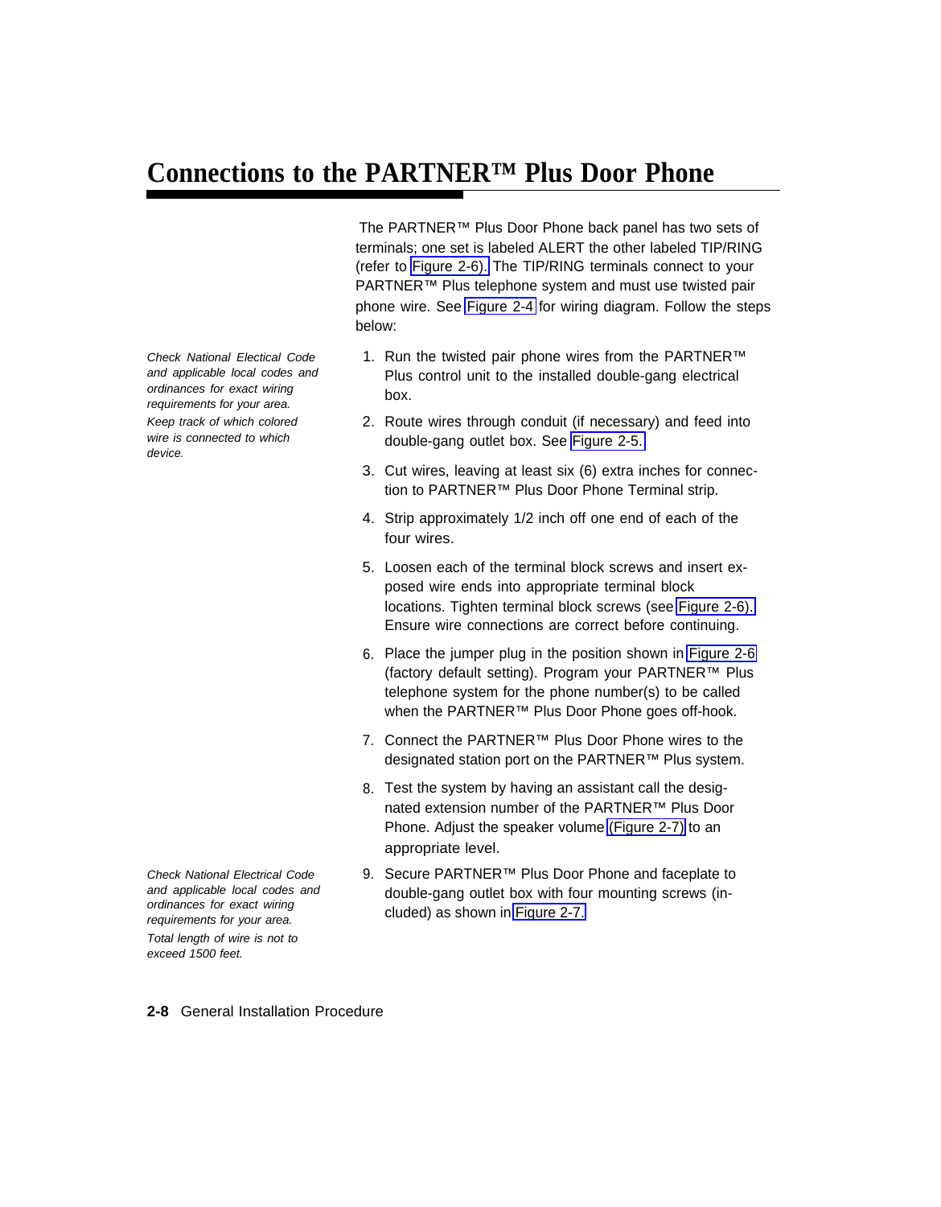# Connections to the PARTNER™ Plus Door Phone

The PARTNER™ Plus Door Phone back panel has two sets of terminals; one set is labeled ALERT the other labeled TIP/RING (refer to Figure 2-6). The TIP/RING terminals connect to your PARTNER™ Plus telephone system and must use twisted pair phone wire. See Figure 2-4 for wiring diagram. Follow the steps below:

*Check National Electrical Code and applicable local codes and ordinances for exact wiring requirements for your area.*

*Keep track of which colored wire is connected to which device.*

1. Run the twisted pair phone wires from the PARTNER™ Plus control unit to the installed double-gang electrical box.
2. Route wires through conduit (if necessary) and feed into double-gang outlet box. See Figure 2-5.
3. Cut wires, leaving at least six (6) extra inches for connection to PARTNER™ Plus Door Phone Terminal strip.
4. Strip approximately 1/2 inch off one end of each of the four wires.
5. Loosen each of the terminal block screws and insert exposed wire ends into appropriate terminal block locations. Tighten terminal block screws (see Figure 2-6). Ensure wire connections are correct before continuing.
6. Place the jumper plug in the position shown in Figure 2-6 (factory default setting). Program your PARTNER™ Plus telephone system for the phone number(s) to be called when the PARTNER™ Plus Door Phone goes off-hook.
7. Connect the PARTNER™ Plus Door Phone wires to the designated station port on the PARTNER™ Plus system.
8. Test the system by having an assistant call the designated extension number of the PARTNER™ Plus Door Phone. Adjust the speaker volume (Figure 2-7) to an appropriate level.
9. Secure PARTNER™ Plus Door Phone and faceplate to double-gang outlet box with four mounting screws (included) as shown in Figure 2-7.

*Check National Electrical Code and applicable local codes and ordinances for exact wiring requirements for your area.*

*Total length of wire is not to exceed 1500 feet.*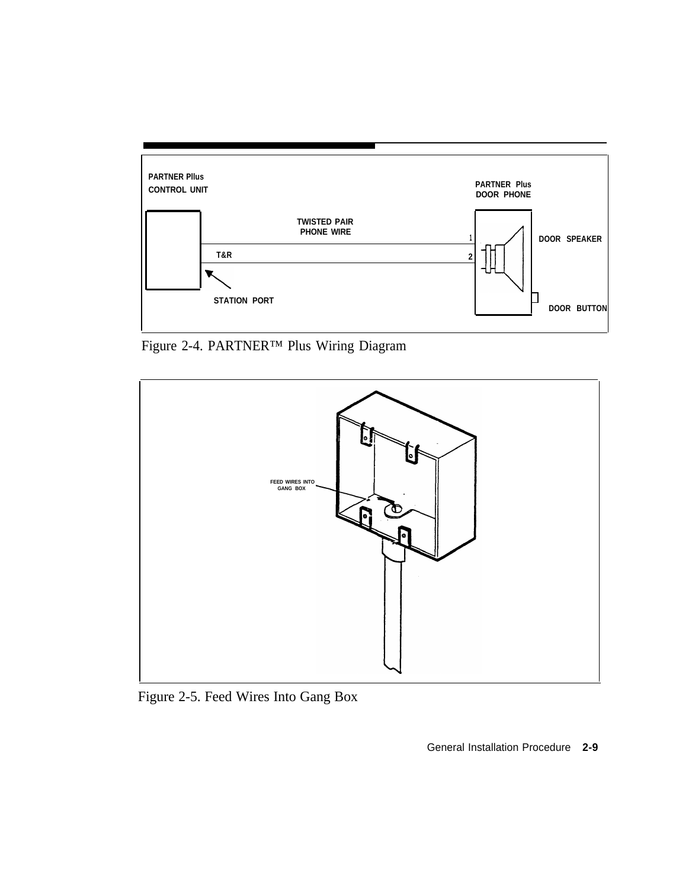PARTNER Pllus CONTROL UNIT

PARTNER Plus DOOR PHONE

TWISTED PAIR PHONE WIRE

T&R

1

2

DOOR SPEAKER

STATION PORT

DOOR BUTTON

Figure 2-4. PARTNER™ Plus Wiring Diagram

FEED WIRES INTO GANG BOX

Figure 2-5. Feed Wires Into Gang Box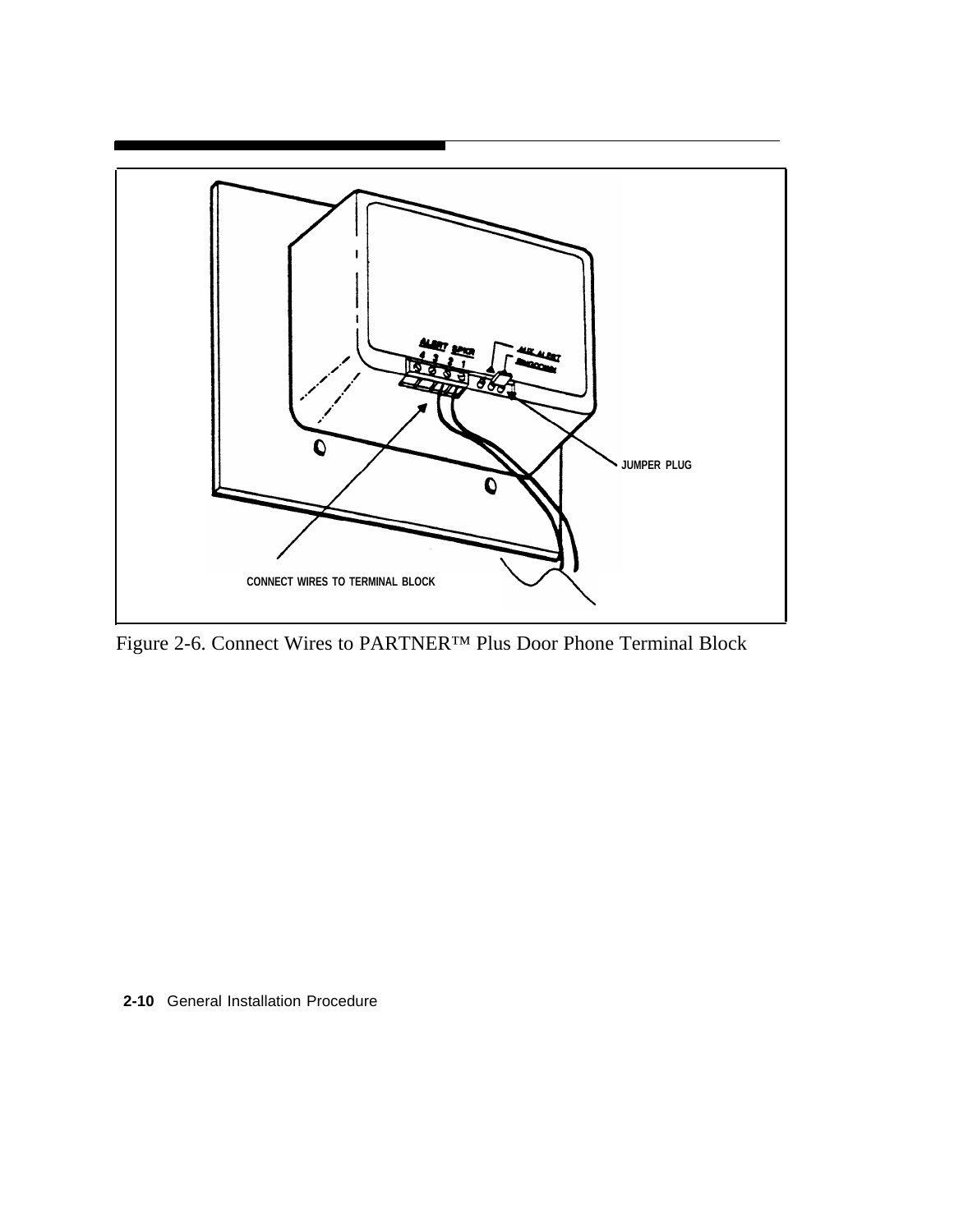CONNECT WIRES TO TERMINAL BLOCK

JUMPER PLUG

Figure 2-6. Connect Wires to PARTNER™ Plus Door Phone Terminal Block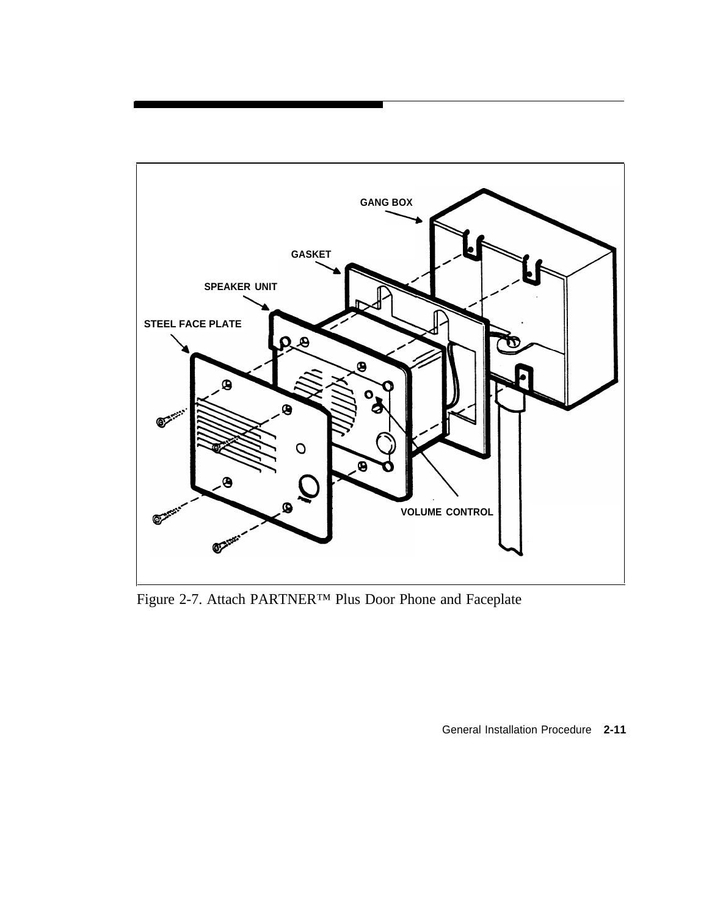GANG BOX

GASKET

SPEAKER UNIT

STEEL FACE PLATE

VOLUME CONTROL

Figure 2-7. Attach PARTNER™ Plus Door Phone and Faceplate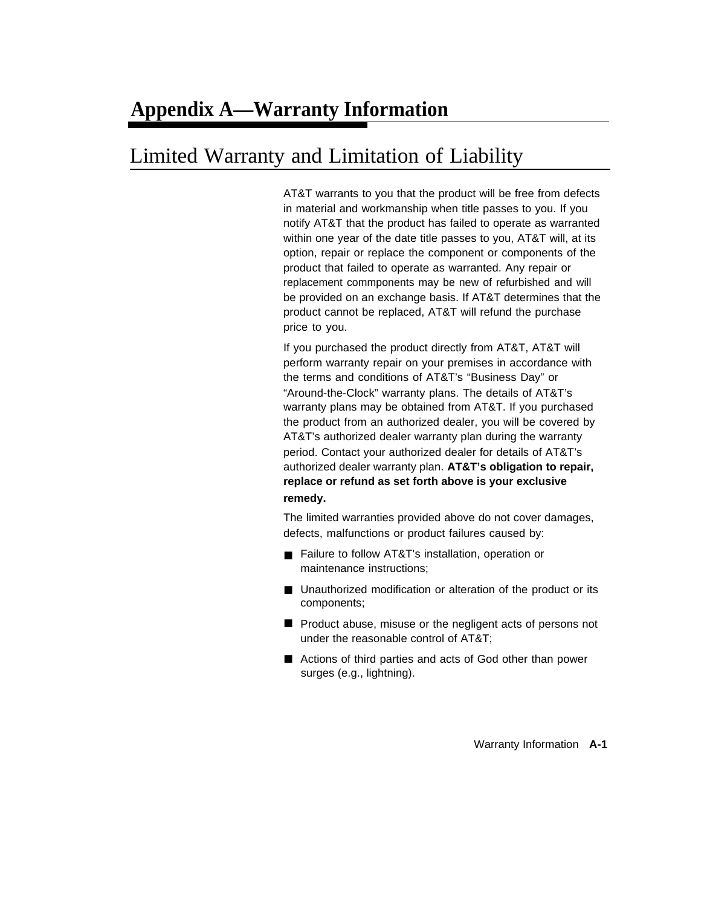# Appendix A—Warranty Information

## Limited Warranty and Limitation of Liability

AT&T warrants to you that the product will be free from defects in material and workmanship when title passes to you. If you notify AT&T that the product has failed to operate as warranted within one year of the date title passes to you, AT&T will, at its option, repair or replace the component or components of the product that failed to operate as warranted. Any repair or replacement commponents may be new of refurbished and will be provided on an exchange basis. If AT&T determines that the product cannot be replaced, AT&T will refund the purchase price to you.

If you purchased the product directly from AT&T, AT&T will perform warranty repair on your premises in accordance with the terms and conditions of AT&T's "Business Day" or "Around-the-Clock" warranty plans. The details of AT&T's warranty plans may be obtained from AT&T. If you purchased the product from an authorized dealer, you will be covered by AT&T's authorized dealer warranty plan during the warranty period. Contact your authorized dealer for details of AT&T's authorized dealer warranty plan. **AT&T's obligation to repair, replace or refund as set forth above is your exclusive remedy.**

The limited warranties provided above do not cover damages, defects, malfunctions or product failures caused by:

- Failure to follow AT&T's installation, operation or maintenance instructions;
- Unauthorized modification or alteration of the product or its components;
- Product abuse, misuse or the negligent acts of persons not under the reasonable control of AT&T;
- Actions of third parties and acts of God other than power surges (e.g., lightning).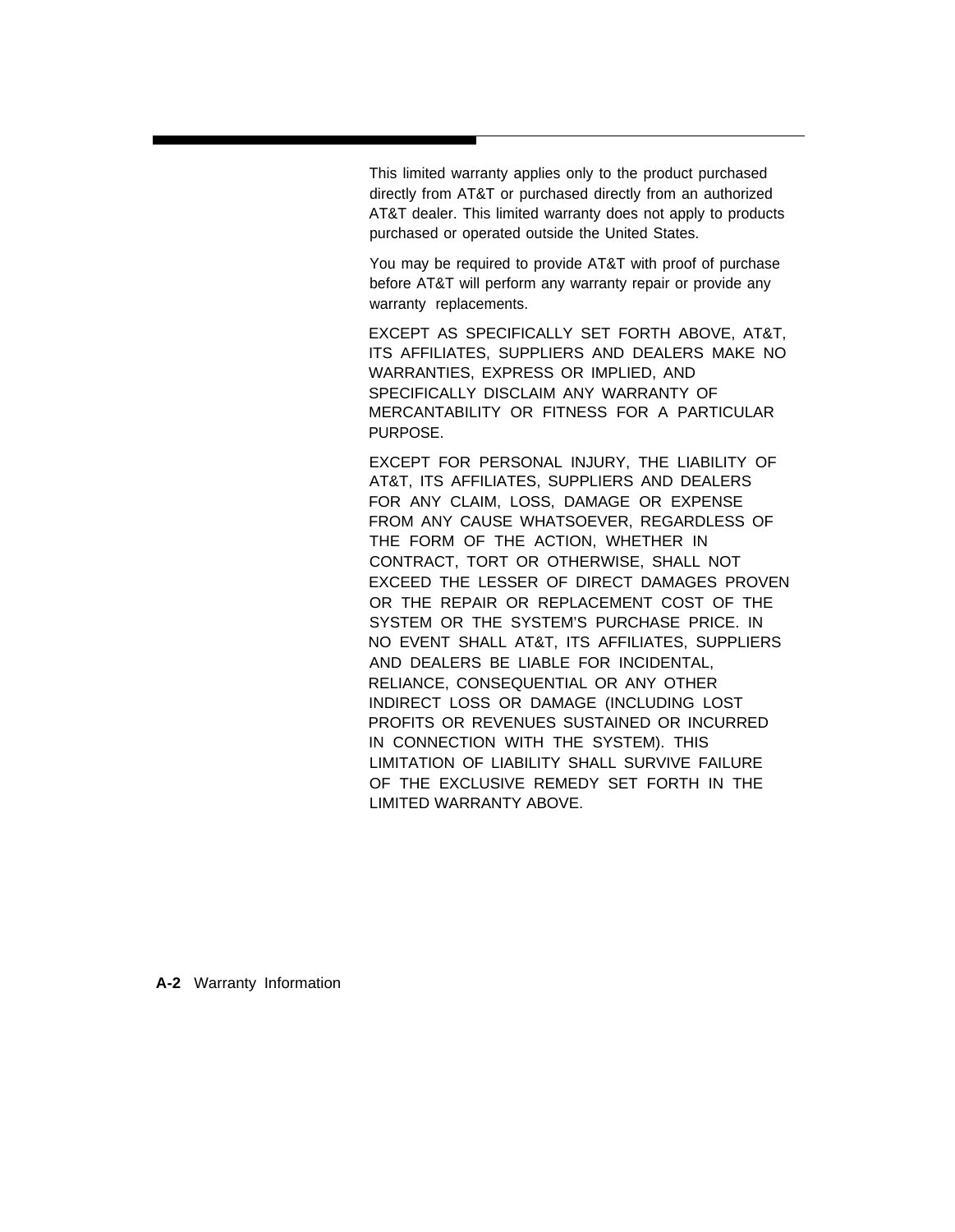This limited warranty applies only to the product purchased directly from AT&T or purchased directly from an authorized AT&T dealer. This limited warranty does not apply to products purchased or operated outside the United States.

You may be required to provide AT&T with proof of purchase before AT&T will perform any warranty repair or provide any warranty replacements.

EXCEPT AS SPECIFICALLY SET FORTH ABOVE, AT&T, ITS AFFILIATES, SUPPLIERS AND DEALERS MAKE NO WARRANTIES, EXPRESS OR IMPLIED, AND SPECIFICALLY DISCLAIM ANY WARRANTY OF MERCANTABILITY OR FITNESS FOR A PARTICULAR PURPOSE.

EXCEPT FOR PERSONAL INJURY, THE LIABILITY OF AT&T, ITS AFFILIATES, SUPPLIERS AND DEALERS FOR ANY CLAIM, LOSS, DAMAGE OR EXPENSE FROM ANY CAUSE WHATSOEVER, REGARDLESS OF THE FORM OF THE ACTION, WHETHER IN CONTRACT, TORT OR OTHERWISE, SHALL NOT EXCEED THE LESSER OF DIRECT DAMAGES PROVEN OR THE REPAIR OR REPLACEMENT COST OF THE SYSTEM OR THE SYSTEM'S PURCHASE PRICE. IN NO EVENT SHALL AT&T, ITS AFFILIATES, SUPPLIERS AND DEALERS BE LIABLE FOR INCIDENTAL, RELIANCE, CONSEQUENTIAL OR ANY OTHER INDIRECT LOSS OR DAMAGE (INCLUDING LOST PROFITS OR REVENUES SUSTAINED OR INCURRED IN CONNECTION WITH THE SYSTEM). THIS LIMITATION OF LIABILITY SHALL SURVIVE FAILURE OF THE EXCLUSIVE REMEDY SET FORTH IN THE LIMITED WARRANTY ABOVE.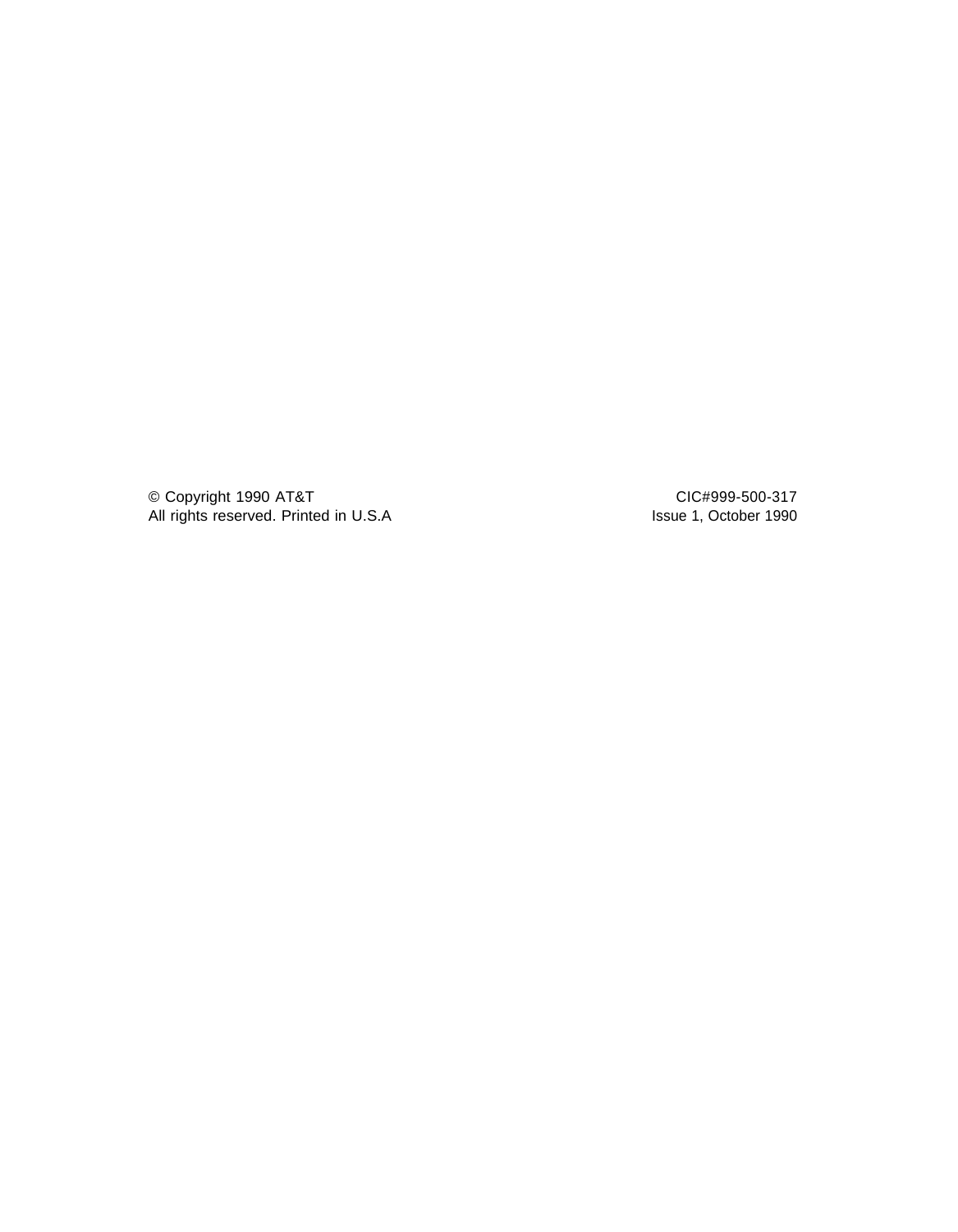© Copyright 1990 AT&T
All rights reserved. Printed in U.S.A

CIC#999-500-317
Issue 1, October 1990